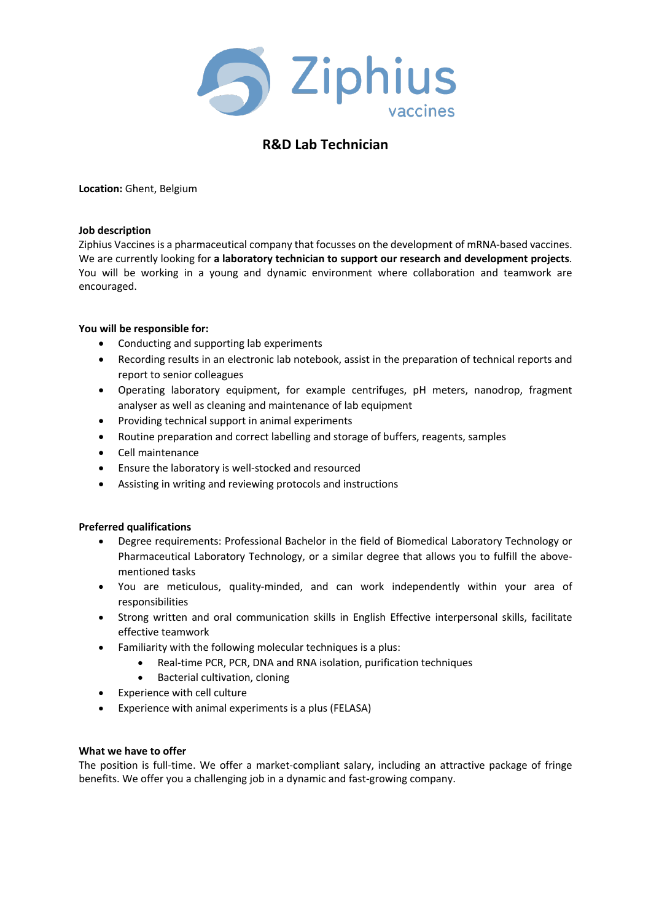Ziphius vaccines

# R&D Lab Technician

**Location:** Ghent, Belgium

**Job description**

Ziphius Vaccines is a pharmaceutical company that focusses on the development of mRNA-based vaccines. We are currently looking for **a laboratory technician to support our research and development projects**. You will be working in a young and dynamic environment where collaboration and teamwork are encouraged.

**You will be responsible for:**

- Conducting and supporting lab experiments
- Recording results in an electronic lab notebook, assist in the preparation of technical reports and report to senior colleagues
- Operating laboratory equipment, for example centrifuges, pH meters, nanodrop, fragment analyser as well as cleaning and maintenance of lab equipment
- Providing technical support in animal experiments
- Routine preparation and correct labelling and storage of buffers, reagents, samples
- Cell maintenance
- Ensure the laboratory is well-stocked and resourced
- Assisting in writing and reviewing protocols and instructions

**Preferred qualifications**

- Degree requirements: Professional Bachelor in the field of Biomedical Laboratory Technology or Pharmaceutical Laboratory Technology, or a similar degree that allows you to fulfill the above-mentioned tasks
- You are meticulous, quality-minded, and can work independently within your area of responsibilities
- Strong written and oral communication skills in English Effective interpersonal skills, facilitate effective teamwork
- Familiarity with the following molecular techniques is a plus:
  - Real-time PCR, PCR, DNA and RNA isolation, purification techniques
  - Bacterial cultivation, cloning
- Experience with cell culture
- Experience with animal experiments is a plus (FELASA)

**What we have to offer**

The position is full-time. We offer a market-compliant salary, including an attractive package of fringe benefits. We offer you a challenging job in a dynamic and fast-growing company.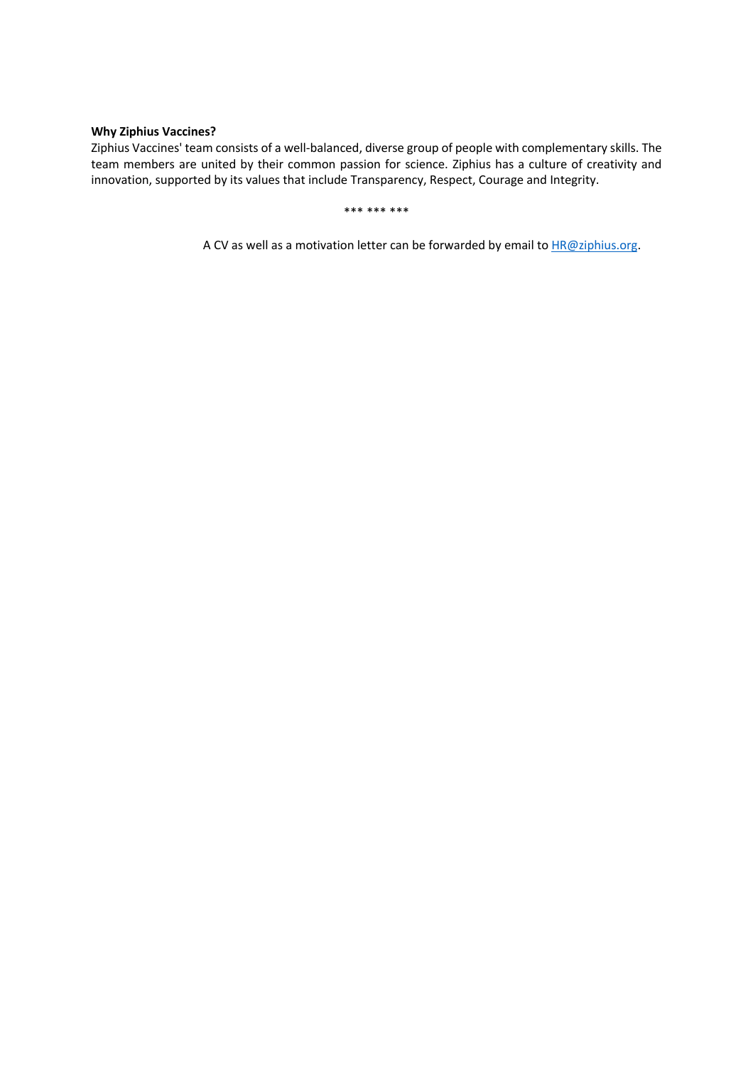**Why Ziphius Vaccines?**

Ziphius Vaccines' team consists of a well-balanced, diverse group of people with complementary skills. The team members are united by their common passion for science. Ziphius has a culture of creativity and innovation, supported by its values that include Transparency, Respect, Courage and Integrity.

*** *** ***

A CV as well as a motivation letter can be forwarded by email to [HR@ziphius.org](mailto:HR@ziphius.org).